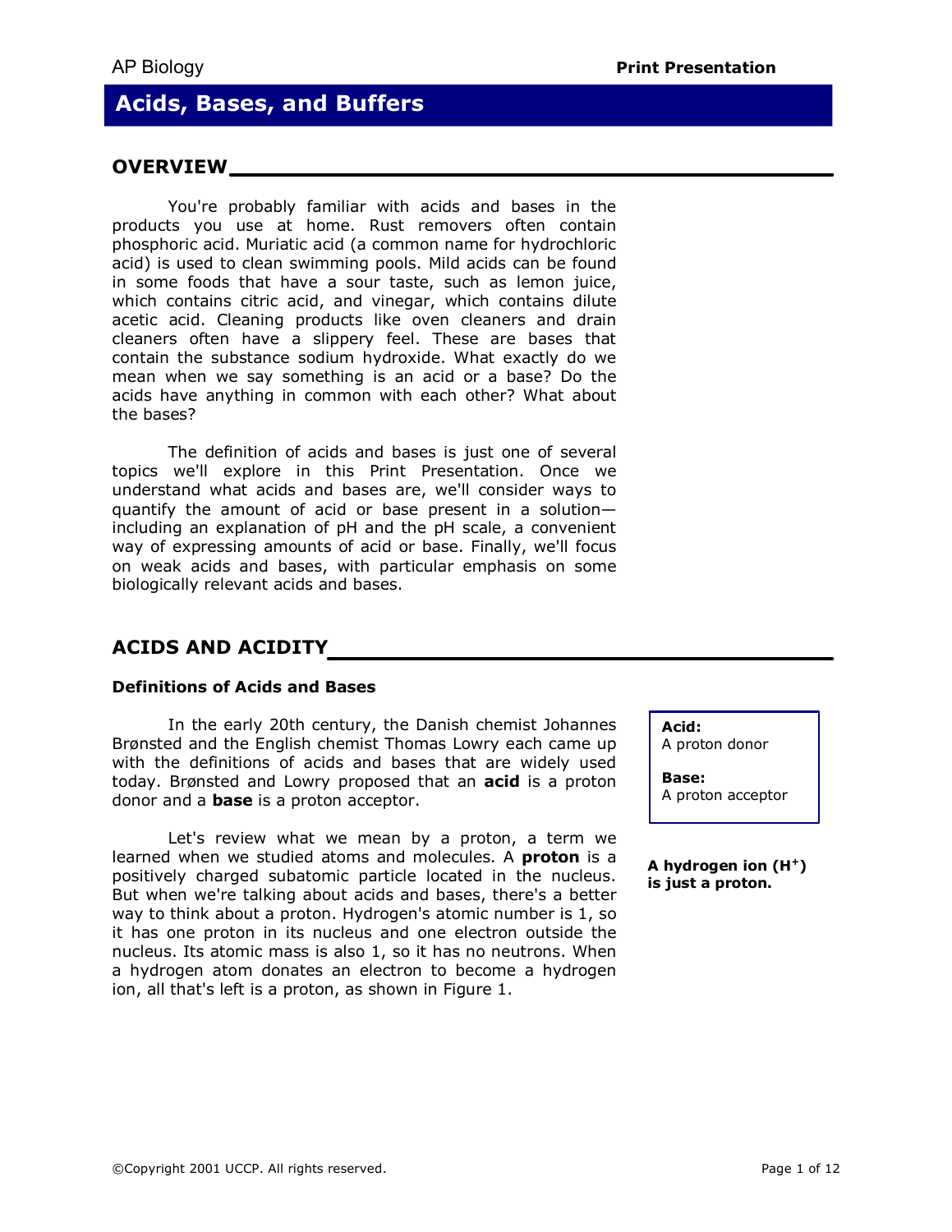# Acids, Bases, and Buffers

## OVERVIEW

You're probably familiar with acids and bases in the products you use at home. Rust removers often contain phosphoric acid. Muriatic acid (a common name for hydrochloric acid) is used to clean swimming pools. Mild acids can be found in some foods that have a sour taste, such as lemon juice, which contains citric acid, and vinegar, which contains dilute acetic acid. Cleaning products like oven cleaners and drain cleaners often have a slippery feel. These are bases that contain the substance sodium hydroxide. What exactly do we mean when we say something is an acid or a base? Do the acids have anything in common with each other? What about the bases?

The definition of acids and bases is just one of several topics we'll explore in this Print Presentation. Once we understand what acids and bases are, we'll consider ways to quantify the amount of acid or base present in a solution—including an explanation of pH and the pH scale, a convenient way of expressing amounts of acid or base. Finally, we'll focus on weak acids and bases, with particular emphasis on some biologically relevant acids and bases.

## ACIDS AND ACIDITY

### Definitions of Acids and Bases

In the early 20th century, the Danish chemist Johannes Brønsted and the English chemist Thomas Lowry each came up with the definitions of acids and bases that are widely used today. Brønsted and Lowry proposed that an **acid** is a proton donor and a **base** is a proton acceptor.

> **Acid:**
> A proton donor
>
> **Base:**
> A proton acceptor

Let's review what we mean by a proton, a term we learned when we studied atoms and molecules. A **proton** is a positively charged subatomic particle located in the nucleus. But when we're talking about acids and bases, there's a better way to think about a proton. Hydrogen's atomic number is 1, so it has one proton in its nucleus and one electron outside the nucleus. Its atomic mass is also 1, so it has no neutrons. When a hydrogen atom donates an electron to become a hydrogen ion, all that's left is a proton, as shown in Figure 1.

**A hydrogen ion ($H^+$) is just a proton.**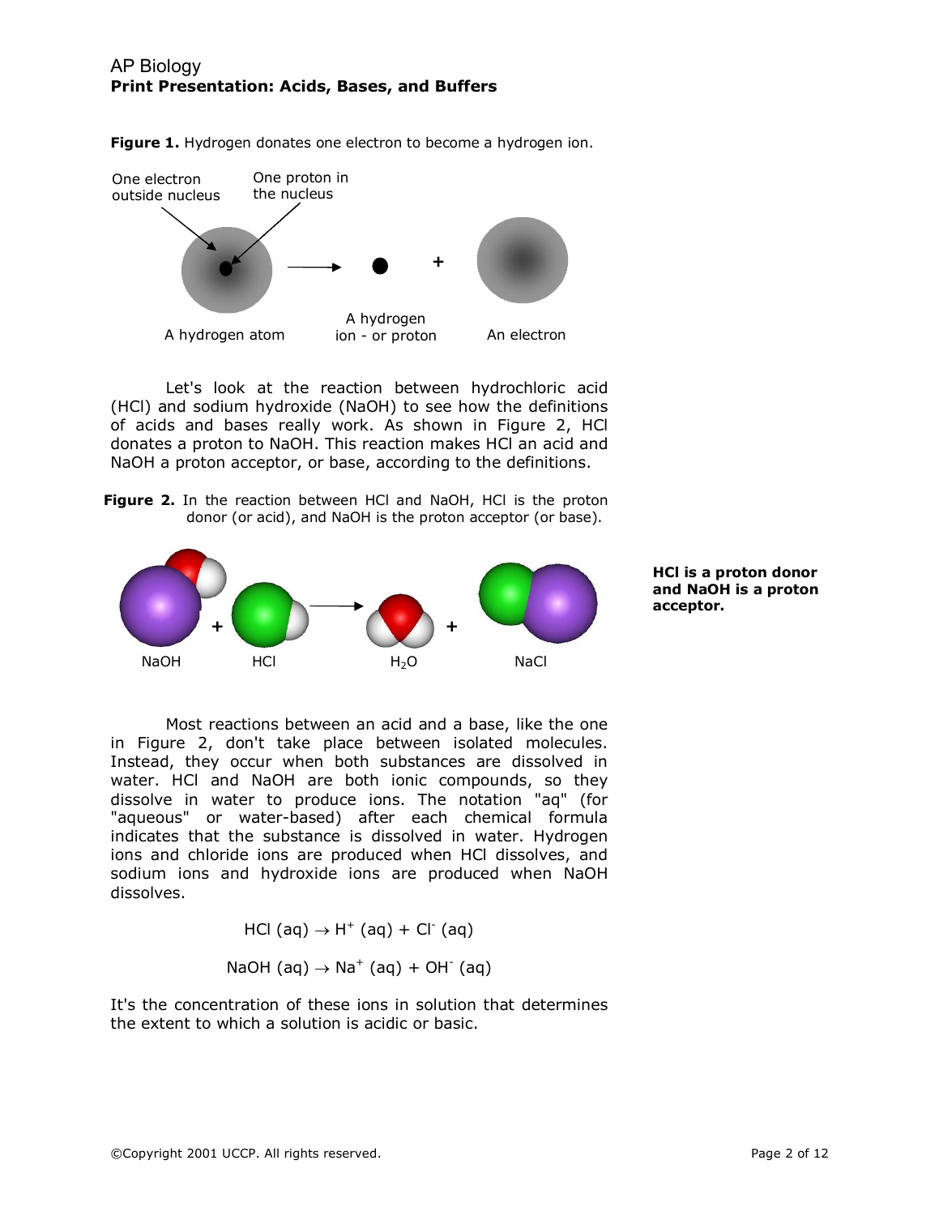Figure 1. Hydrogen donates one electron to become a hydrogen ion.

Let's look at the reaction between hydrochloric acid (HCl) and sodium hydroxide (NaOH) to see how the definitions of acids and bases really work. As shown in Figure 2, HCl donates a proton to NaOH. This reaction makes HCl an acid and NaOH a proton acceptor, or base, according to the definitions.

**Figure 2.** In the reaction between HCl and NaOH, HCl is the proton donor (or acid), and NaOH is the proton acceptor (or base).

**HCl is a proton donor and NaOH is a proton acceptor.**

Most reactions between an acid and a base, like the one in Figure 2, don't take place between isolated molecules. Instead, they occur when both substances are dissolved in water. HCl and NaOH are both ionic compounds, so they dissolve in water to produce ions. The notation "aq" (for "aqueous" or water-based) after each chemical formula indicates that the substance is dissolved in water. Hydrogen ions and chloride ions are produced when HCl dissolves, and sodium ions and hydroxide ions are produced when NaOH dissolves.

$$HCl\ (aq) \rightarrow H^{+}\ (aq) + Cl^{-}\ (aq)$$

$$NaOH\ (aq) \rightarrow Na^{+}\ (aq) + OH^{-}\ (aq)$$

It's the concentration of these ions in solution that determines the extent to which a solution is acidic or basic.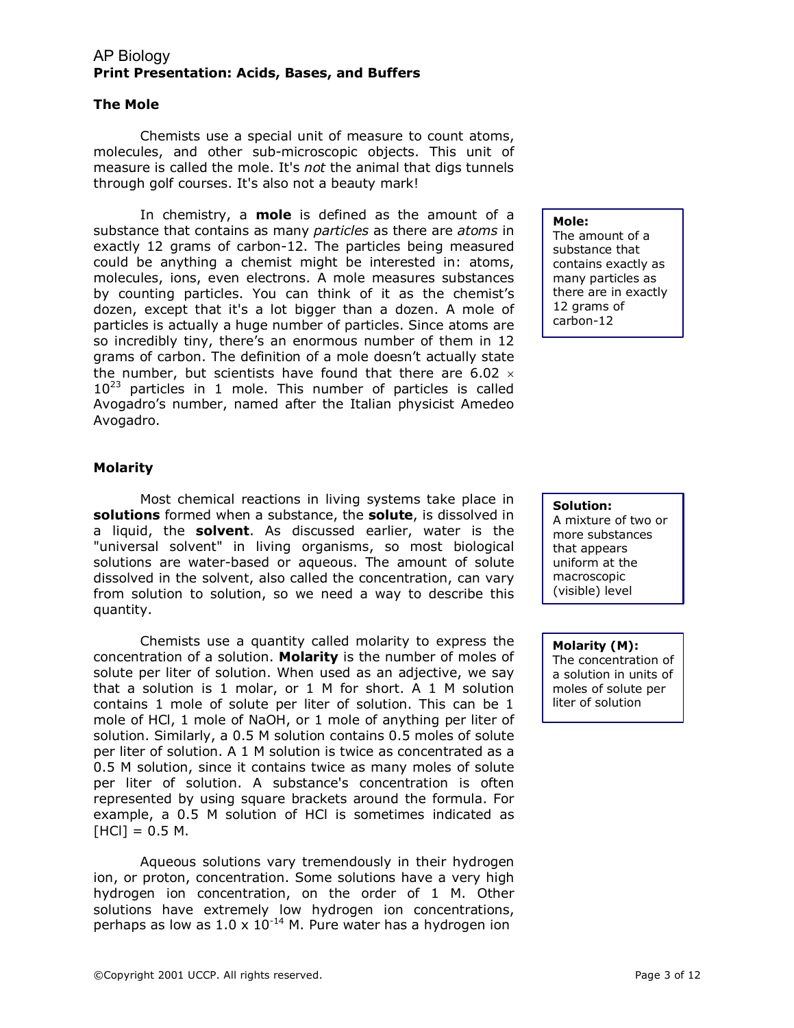## The Mole

Chemists use a special unit of measure to count atoms, molecules, and other sub-microscopic objects. This unit of measure is called the mole. It's *not* the animal that digs tunnels through golf courses. It's also not a beauty mark!

In chemistry, a **mole** is defined as the amount of a substance that contains as many *particles* as there are *atoms* in exactly 12 grams of carbon-12. The particles being measured could be anything a chemist might be interested in: atoms, molecules, ions, even electrons. A mole measures substances by counting particles. You can think of it as the chemist's dozen, except that it's a lot bigger than a dozen. A mole of particles is actually a huge number of particles. Since atoms are so incredibly tiny, there's an enormous number of them in 12 grams of carbon. The definition of a mole doesn't actually state the number, but scientists have found that there are $6.02 \times 10^{23}$ particles in 1 mole. This number of particles is called Avogadro's number, named after the Italian physicist Amedeo Avogadro.

> **Mole:**
> The amount of a substance that contains exactly as many particles as there are in exactly 12 grams of carbon-12

## Molarity

Most chemical reactions in living systems take place in **solutions** formed when a substance, the **solute**, is dissolved in a liquid, the **solvent**. As discussed earlier, water is the "universal solvent" in living organisms, so most biological solutions are water-based or aqueous. The amount of solute dissolved in the solvent, also called the concentration, can vary from solution to solution, so we need a way to describe this quantity.

> **Solution:**
> A mixture of two or more substances that appears uniform at the macroscopic (visible) level

Chemists use a quantity called molarity to express the concentration of a solution. **Molarity** is the number of moles of solute per liter of solution. When used as an adjective, we say that a solution is 1 molar, or 1 M for short. A 1 M solution contains 1 mole of solute per liter of solution. This can be 1 mole of HCl, 1 mole of NaOH, or 1 mole of anything per liter of solution. Similarly, a 0.5 M solution contains 0.5 moles of solute per liter of solution. A 1 M solution is twice as concentrated as a 0.5 M solution, since it contains twice as many moles of solute per liter of solution. A substance's concentration is often represented by using square brackets around the formula. For example, a 0.5 M solution of HCl is sometimes indicated as [HCl] = 0.5 M.

> **Molarity (M):**
> The concentration of a solution in units of moles of solute per liter of solution

Aqueous solutions vary tremendously in their hydrogen ion, or proton, concentration. Some solutions have a very high hydrogen ion concentration, on the order of 1 M. Other solutions have extremely low hydrogen ion concentrations, perhaps as low as $1.0 \times 10^{-14}$ M. Pure water has a hydrogen ion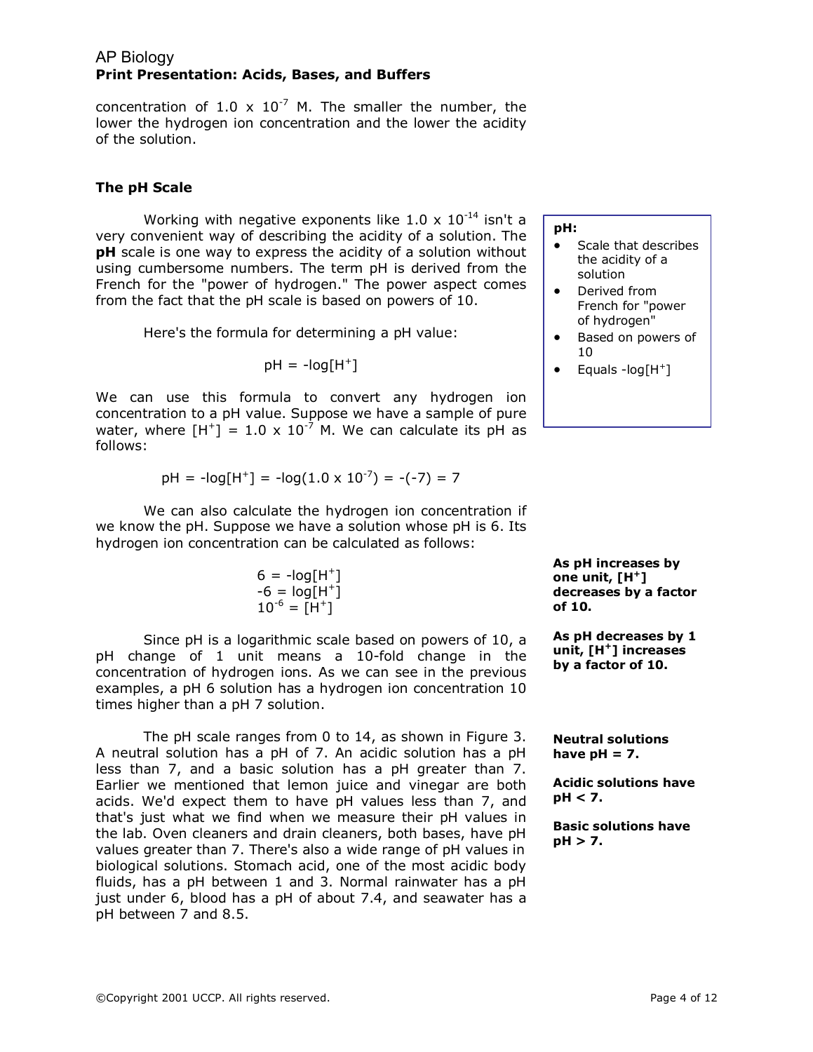concentration of $1.0 \times 10^{-7}$ M. The smaller the number, the lower the hydrogen ion concentration and the lower the acidity of the solution.

### The pH Scale

Working with negative exponents like $1.0 \times 10^{-14}$ isn't a very convenient way of describing the acidity of a solution. The **pH** scale is one way to express the acidity of a solution without using cumbersome numbers. The term pH is derived from the French for the "power of hydrogen." The power aspect comes from the fact that the pH scale is based on powers of 10.

**pH:**

- Scale that describes the acidity of a solution
- Derived from French for "power of hydrogen"
- Based on powers of 10
- Equals $-\log[H^+]$

Here's the formula for determining a pH value:

$$pH = -\log[H^+]$$

We can use this formula to convert any hydrogen ion concentration to a pH value. Suppose we have a sample of pure water, where $[H^+] = 1.0 \times 10^{-7}$ M. We can calculate its pH as follows:

$$pH = -\log[H^+] = -\log(1.0 \times 10^{-7}) = -(-7) = 7$$

We can also calculate the hydrogen ion concentration if we know the pH. Suppose we have a solution whose pH is 6. Its hydrogen ion concentration can be calculated as follows:

$$6 = -\log[H^+]$$
$$-6 = \log[H^+]$$
$$10^{-6} = [H^+]$$

**As pH increases by one unit, $[H^+]$ decreases by a factor of 10.**

**As pH decreases by 1 unit, $[H^+]$ increases by a factor of 10.**

Since pH is a logarithmic scale based on powers of 10, a pH change of 1 unit means a 10-fold change in the concentration of hydrogen ions. As we can see in the previous examples, a pH 6 solution has a hydrogen ion concentration 10 times higher than a pH 7 solution.

The pH scale ranges from 0 to 14, as shown in Figure 3. A neutral solution has a pH of 7. An acidic solution has a pH less than 7, and a basic solution has a pH greater than 7. Earlier we mentioned that lemon juice and vinegar are both acids. We'd expect them to have pH values less than 7, and that's just what we find when we measure their pH values in the lab. Oven cleaners and drain cleaners, both bases, have pH values greater than 7. There's also a wide range of pH values in biological solutions. Stomach acid, one of the most acidic body fluids, has a pH between 1 and 3. Normal rainwater has a pH just under 6, blood has a pH of about 7.4, and seawater has a pH between 7 and 8.5.

**Neutral solutions have pH = 7.**

**Acidic solutions have pH < 7.**

**Basic solutions have pH > 7.**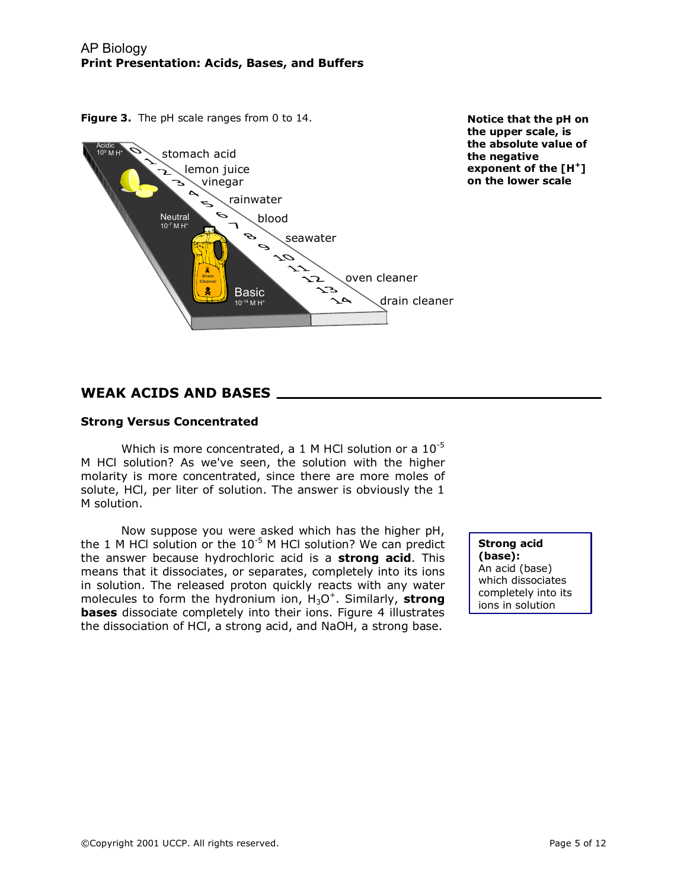**Figure 3.** The pH scale ranges from 0 to 14.

Acidic $10^0$ M $H^+$

Neutral $10^{-7}$ M $H^+$

Basic $10^{-14}$ M $H^+$

0 1 2 3 4 5 6 7 8 9 10 11 12 13 14

stomach acid, lemon juice, vinegar, rainwater, blood, seawater, oven cleaner, drain cleaner

**Notice that the pH on the upper scale, is the absolute value of the negative exponent of the $[H^+]$ on the lower scale**

## WEAK ACIDS AND BASES

### Strong Versus Concentrated

Which is more concentrated, a 1 M HCl solution or a $10^{-5}$ M HCl solution? As we've seen, the solution with the higher molarity is more concentrated, since there are more moles of solute, HCl, per liter of solution. The answer is obviously the 1 M solution.

Now suppose you were asked which has the higher pH, the 1 M HCl solution or the $10^{-5}$ M HCl solution? We can predict the answer because hydrochloric acid is a **strong acid**. This means that it dissociates, or separates, completely into its ions in solution. The released proton quickly reacts with any water molecules to form the hydronium ion, $H_3O^+$. Similarly, **strong bases** dissociate completely into their ions. Figure 4 illustrates the dissociation of HCl, a strong acid, and NaOH, a strong base.

> **Strong acid (base):**
> An acid (base) which dissociates completely into its ions in solution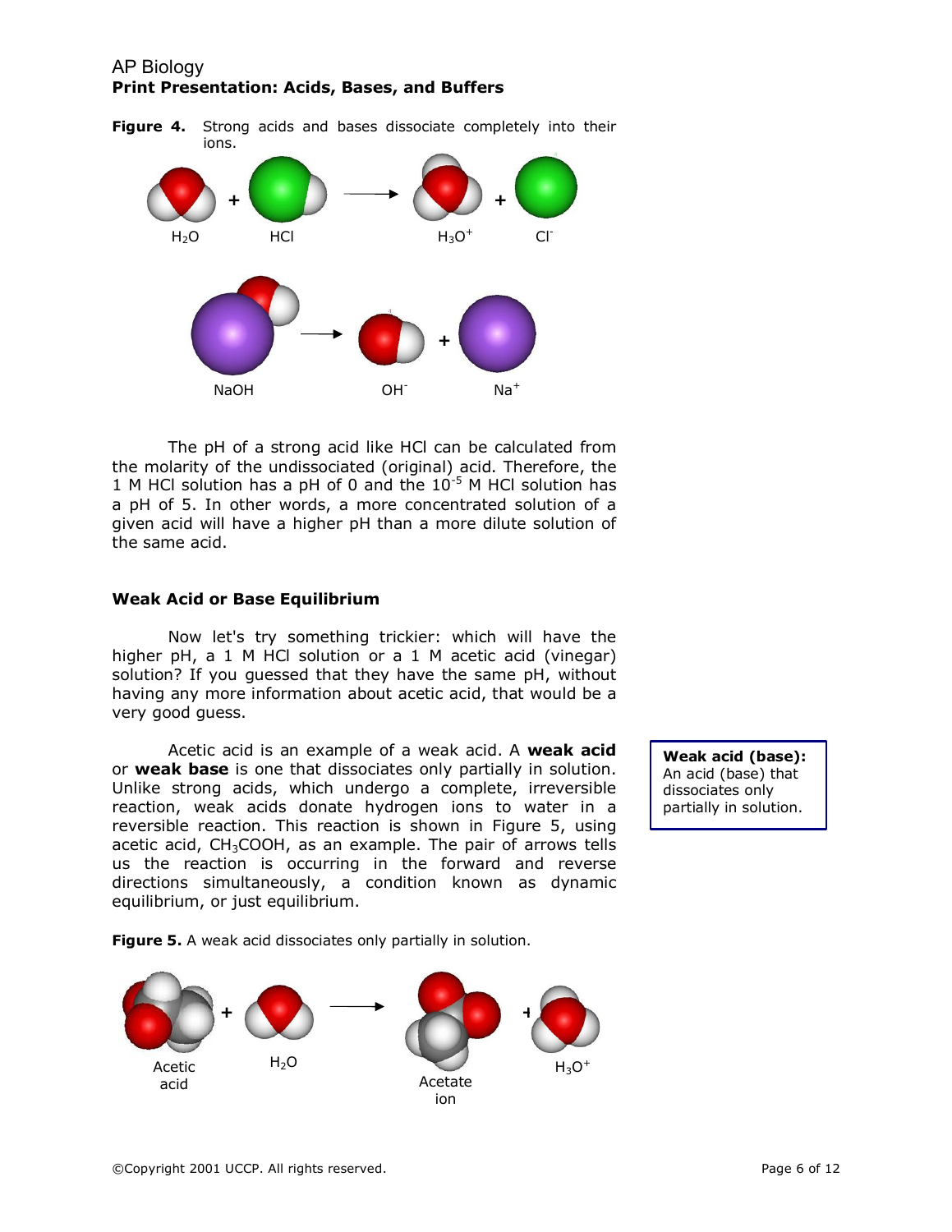AP Biology
**Print Presentation: Acids, Bases, and Buffers**

**Figure 4.** Strong acids and bases dissociate completely into their ions.

$H_2O$ + HCl → $H_3O^+$ + $Cl^-$

NaOH → $OH^-$ + $Na^+$

The pH of a strong acid like HCl can be calculated from the molarity of the undissociated (original) acid. Therefore, the 1 M HCl solution has a pH of 0 and the $10^{-5}$ M HCl solution has a pH of 5. In other words, a more concentrated solution of a given acid will have a higher pH than a more dilute solution of the same acid.

### Weak Acid or Base Equilibrium

Now let's try something trickier: which will have the higher pH, a 1 M HCl solution or a 1 M acetic acid (vinegar) solution? If you guessed that they have the same pH, without having any more information about acetic acid, that would be a very good guess.

Acetic acid is an example of a weak acid. A **weak acid** or **weak base** is one that dissociates only partially in solution. Unlike strong acids, which undergo a complete, irreversible reaction, weak acids donate hydrogen ions to water in a reversible reaction. This reaction is shown in Figure 5, using acetic acid, $CH_3COOH$, as an example. The pair of arrows tells us the reaction is occurring in the forward and reverse directions simultaneously, a condition known as dynamic equilibrium, or just equilibrium.

**Weak acid (base):** An acid (base) that dissociates only partially in solution.

**Figure 5.** A weak acid dissociates only partially in solution.

Acetic acid + $H_2O$ → Acetate ion + $H_3O^+$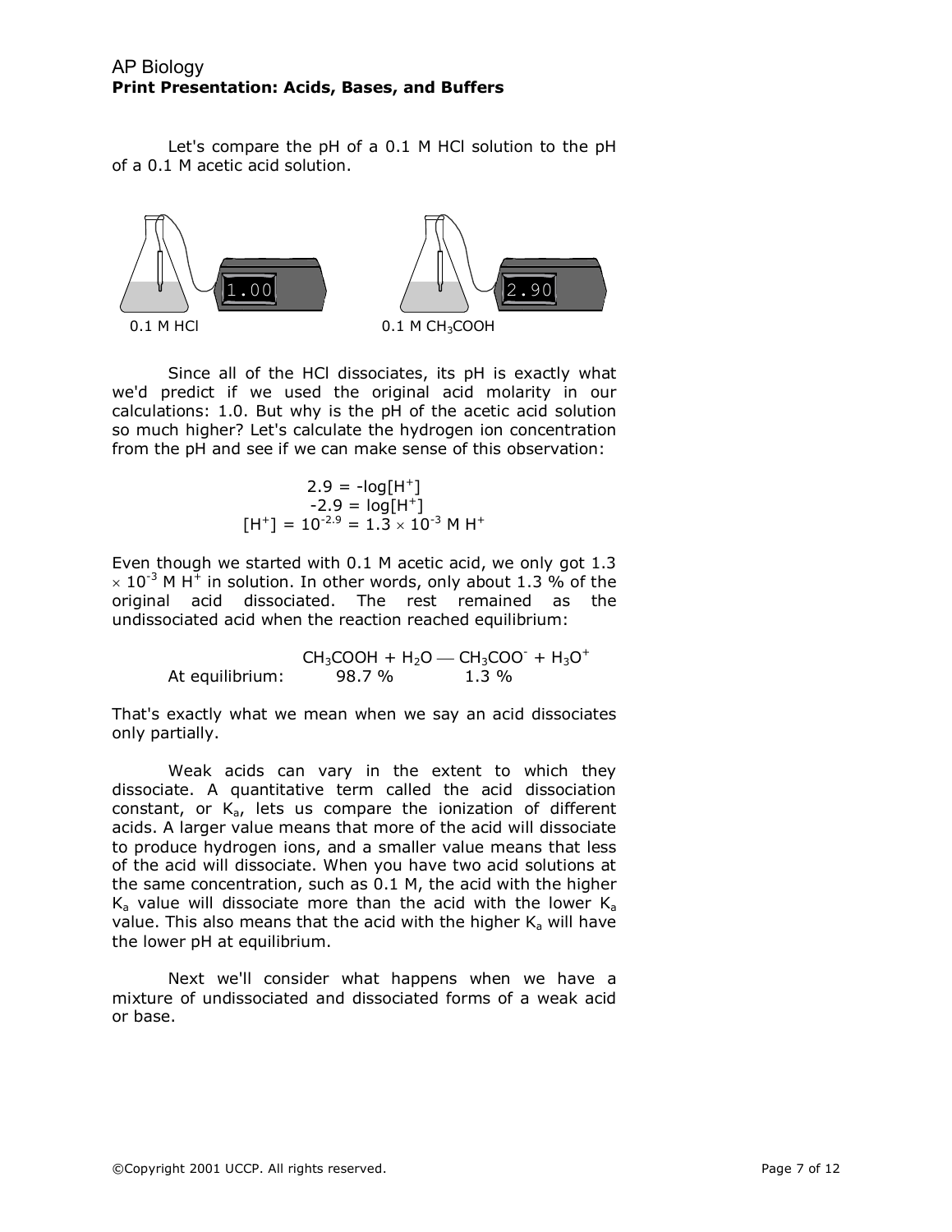Let's compare the pH of a 0.1 M HCl solution to the pH of a 0.1 M acetic acid solution.

1.00 2.90

0.1 M HCl 0.1 M $CH_3COOH$

Since all of the HCl dissociates, its pH is exactly what we'd predict if we used the original acid molarity in our calculations: 1.0. But why is the pH of the acetic acid solution so much higher? Let's calculate the hydrogen ion concentration from the pH and see if we can make sense of this observation:

$$2.9 = -\log[H^+]$$
$$-2.9 = \log[H^+]$$
$$[H^+] = 10^{-2.9} = 1.3 \times 10^{-3} \text{ M } H^+$$

Even though we started with 0.1 M acetic acid, we only got $1.3 \times 10^{-3}$ M $H^+$ in solution. In other words, only about 1.3 % of the original acid dissociated. The rest remained as the undissociated acid when the reaction reached equilibrium:

$$CH_3COOH + H_2O — CH_3COO^- + H_3O^+$$

At equilibrium: 98.7 % 1.3 %

That's exactly what we mean when we say an acid dissociates only partially.

Weak acids can vary in the extent to which they dissociate. A quantitative term called the acid dissociation constant, or $K_a$, lets us compare the ionization of different acids. A larger value means that more of the acid will dissociate to produce hydrogen ions, and a smaller value means that less of the acid will dissociate. When you have two acid solutions at the same concentration, such as 0.1 M, the acid with the higher $K_a$ value will dissociate more than the acid with the lower $K_a$ value. This also means that the acid with the higher $K_a$ will have the lower pH at equilibrium.

Next we'll consider what happens when we have a mixture of undissociated and dissociated forms of a weak acid or base.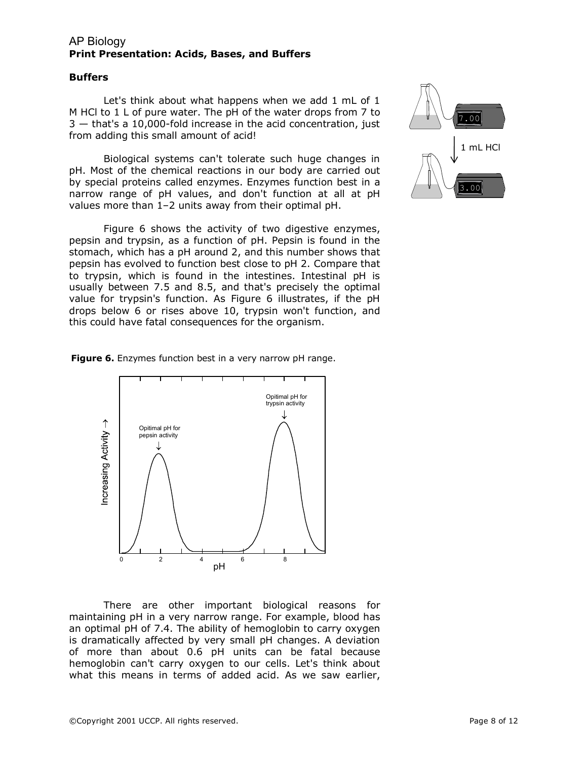## Buffers

Let's think about what happens when we add 1 mL of 1 M HCl to 1 L of pure water. The pH of the water drops from 7 to 3 — that's a 10,000-fold increase in the acid concentration, just from adding this small amount of acid!

Biological systems can't tolerate such huge changes in pH. Most of the chemical reactions in our body are carried out by special proteins called enzymes. Enzymes function best in a narrow range of pH values, and don't function at all at pH values more than 1–2 units away from their optimal pH.

Figure 6 shows the activity of two digestive enzymes, pepsin and trypsin, as a function of pH. Pepsin is found in the stomach, which has a pH around 2, and this number shows that pepsin has evolved to function best close to pH 2. Compare that to trypsin, which is found in the intestines. Intestinal pH is usually between 7.5 and 8.5, and that's precisely the optimal value for trypsin's function. As Figure 6 illustrates, if the pH drops below 6 or rises above 10, trypsin won't function, and this could have fatal consequences for the organism.

**Figure 6.** Enzymes function best in a very narrow pH range.

There are other important biological reasons for maintaining pH in a very narrow range. For example, blood has an optimal pH of 7.4. The ability of hemoglobin to carry oxygen is dramatically affected by very small pH changes. A deviation of more than about 0.6 pH units can be fatal because hemoglobin can't carry oxygen to our cells. Let's think about what this means in terms of added acid. As we saw earlier,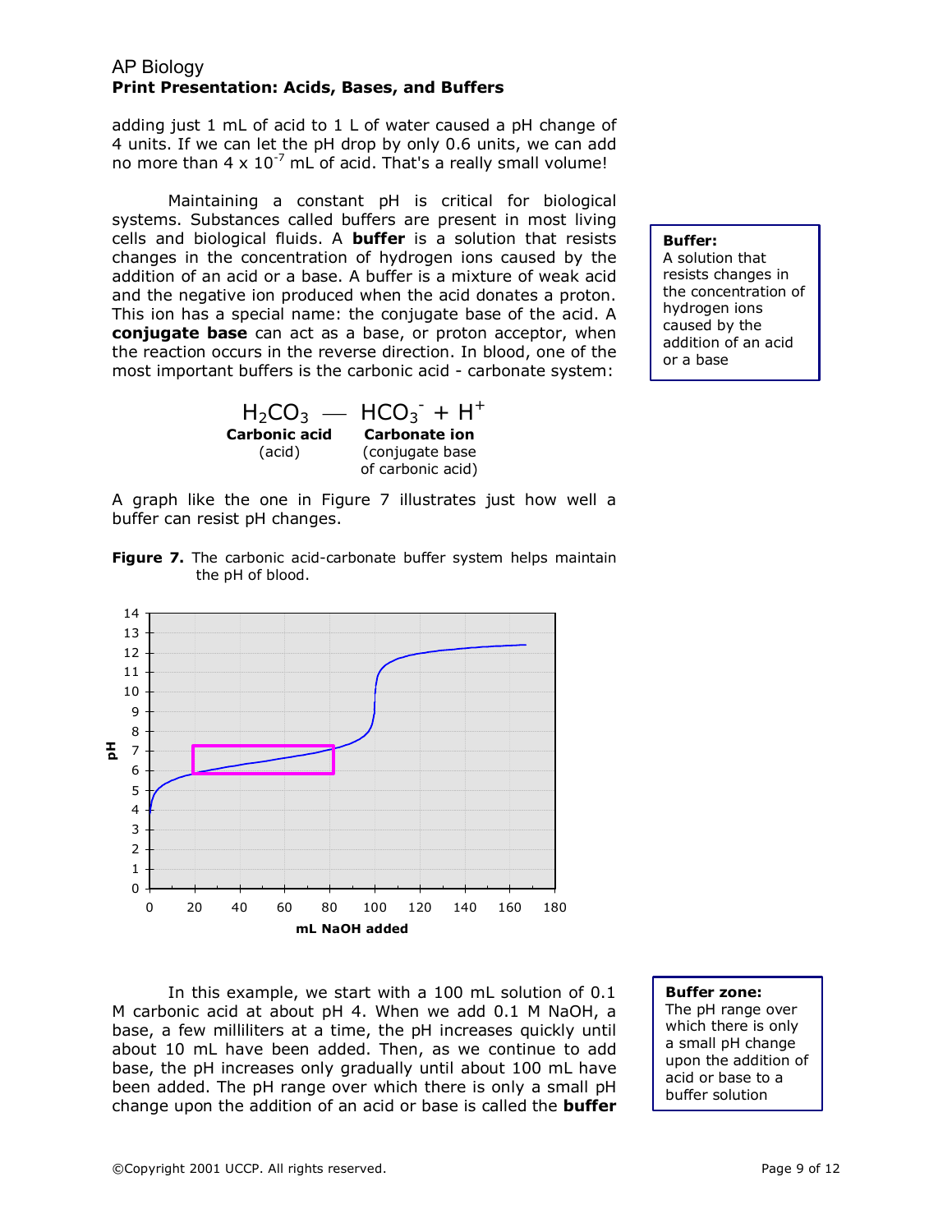adding just 1 mL of acid to 1 L of water caused a pH change of 4 units. If we can let the pH drop by only 0.6 units, we can add no more than $4 \times 10^{-7}$ mL of acid. That's a really small volume!

Maintaining a constant pH is critical for biological systems. Substances called buffers are present in most living cells and biological fluids. A **buffer** is a solution that resists changes in the concentration of hydrogen ions caused by the addition of an acid or a base. A buffer is a mixture of weak acid and the negative ion produced when the acid donates a proton. This ion has a special name: the conjugate base of the acid. A **conjugate base** can act as a base, or proton acceptor, when the reaction occurs in the reverse direction. In blood, one of the most important buffers is the carbonic acid - carbonate system:

> **Buffer:**
> A solution that resists changes in the concentration of hydrogen ions caused by the addition of an acid or a base

$$H_2CO_3 \rightleftharpoons HCO_3^- + H^+$$

**Carbonic acid** (acid) — **Carbonate ion** (conjugate base of carbonic acid)

A graph like the one in Figure 7 illustrates just how well a buffer can resist pH changes.

**Figure 7.** The carbonic acid-carbonate buffer system helps maintain the pH of blood.

In this example, we start with a 100 mL solution of 0.1 M carbonic acid at about pH 4. When we add 0.1 M NaOH, a base, a few milliliters at a time, the pH increases quickly until about 10 mL have been added. Then, as we continue to add base, the pH increases only gradually until about 100 mL have been added. The pH range over which there is only a small pH change upon the addition of an acid or base is called the **buffer**

> **Buffer zone:**
> The pH range over which there is only a small pH change upon the addition of acid or base to a buffer solution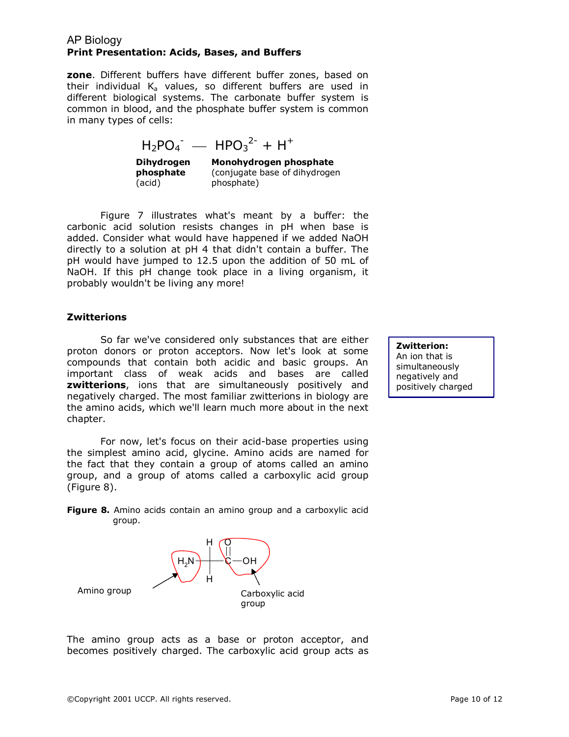**zone**. Different buffers have different buffer zones, based on their individual $K_a$ values, so different buffers are used in different biological systems. The carbonate buffer system is common in blood, and the phosphate buffer system is common in many types of cells:

$$H_2PO_4^- \;—\; HPO_3^{2-} + H^+$$

**Dihydrogen phosphate** (acid) — **Monohydrogen phosphate** (conjugate base of dihydrogen phosphate)

Figure 7 illustrates what's meant by a buffer: the carbonic acid solution resists changes in pH when base is added. Consider what would have happened if we added NaOH directly to a solution at pH 4 that didn't contain a buffer. The pH would have jumped to 12.5 upon the addition of 50 mL of NaOH. If this pH change took place in a living organism, it probably wouldn't be living any more!

## Zwitterions

So far we've considered only substances that are either proton donors or proton acceptors. Now let's look at some compounds that contain both acidic and basic groups. An important class of weak acids and bases are called **zwitterions**, ions that are simultaneously positively and negatively charged. The most familiar zwitterions in biology are the amino acids, which we'll learn much more about in the next chapter.

> **Zwitterion:**
> An ion that is simultaneously negatively and positively charged

For now, let's focus on their acid-base properties using the simplest amino acid, glycine. Amino acids are named for the fact that they contain a group of atoms called an amino group, and a group of atoms called a carboxylic acid group (Figure 8).

**Figure 8.** Amino acids contain an amino group and a carboxylic acid group.

Amino group: $H_2N$ — Carboxylic acid group: $C(=O)$—OH

The amino group acts as a base or proton acceptor, and becomes positively charged. The carboxylic acid group acts as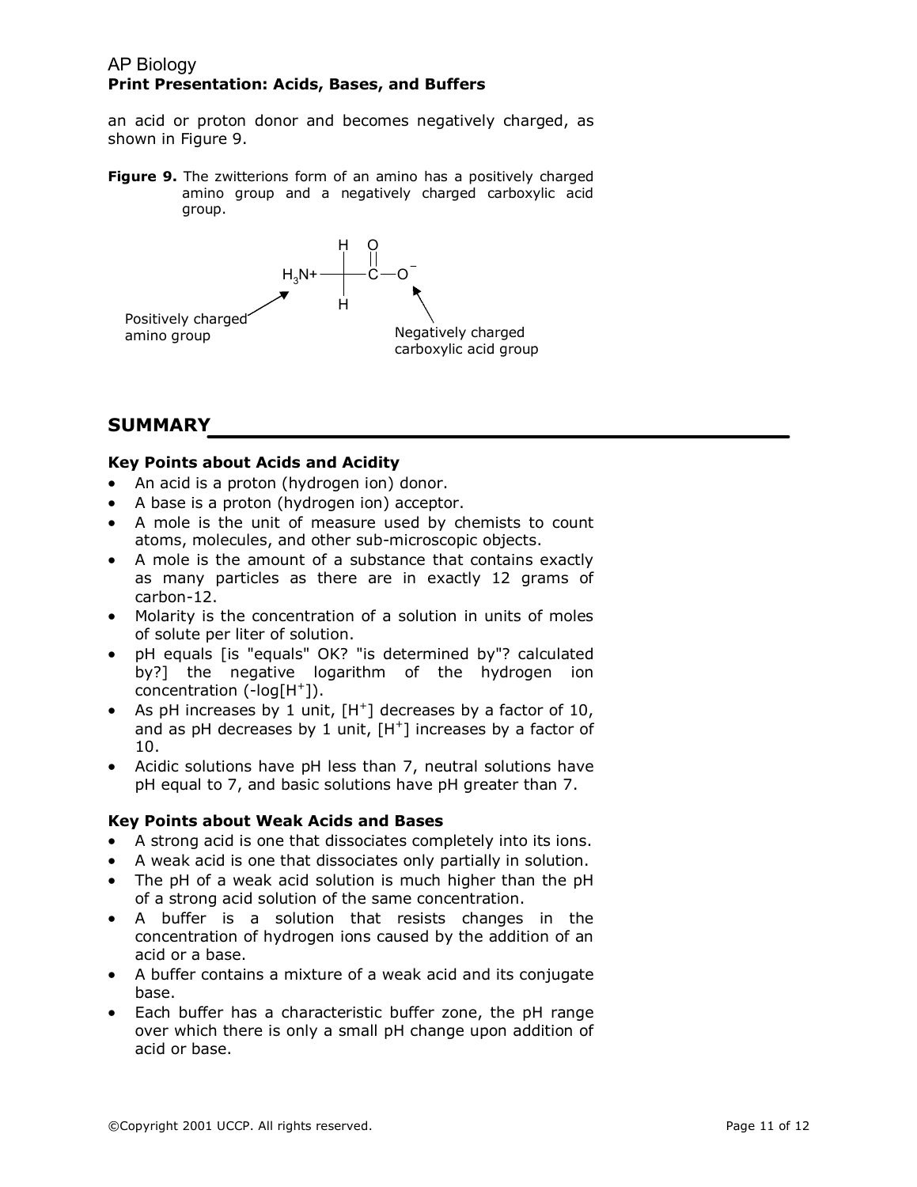an acid or proton donor and becomes negatively charged, as shown in Figure 9.

**Figure 9.** The zwitterions form of an amino has a positively charged amino group and a negatively charged carboxylic acid group.

## SUMMARY

### Key Points about Acids and Acidity

- An acid is a proton (hydrogen ion) donor.
- A base is a proton (hydrogen ion) acceptor.
- A mole is the unit of measure used by chemists to count atoms, molecules, and other sub-microscopic objects.
- A mole is the amount of a substance that contains exactly as many particles as there are in exactly 12 grams of carbon-12.
- Molarity is the concentration of a solution in units of moles of solute per liter of solution.
- pH equals [is "equals" OK? "is determined by"? calculated by?] the negative logarithm of the hydrogen ion concentration ($-\log[H^+]$).
- As pH increases by 1 unit, $[H^+]$ decreases by a factor of 10, and as pH decreases by 1 unit, $[H^+]$ increases by a factor of 10.
- Acidic solutions have pH less than 7, neutral solutions have pH equal to 7, and basic solutions have pH greater than 7.

### Key Points about Weak Acids and Bases

- A strong acid is one that dissociates completely into its ions.
- A weak acid is one that dissociates only partially in solution.
- The pH of a weak acid solution is much higher than the pH of a strong acid solution of the same concentration.
- A buffer is a solution that resists changes in the concentration of hydrogen ions caused by the addition of an acid or a base.
- A buffer contains a mixture of a weak acid and its conjugate base.
- Each buffer has a characteristic buffer zone, the pH range over which there is only a small pH change upon addition of acid or base.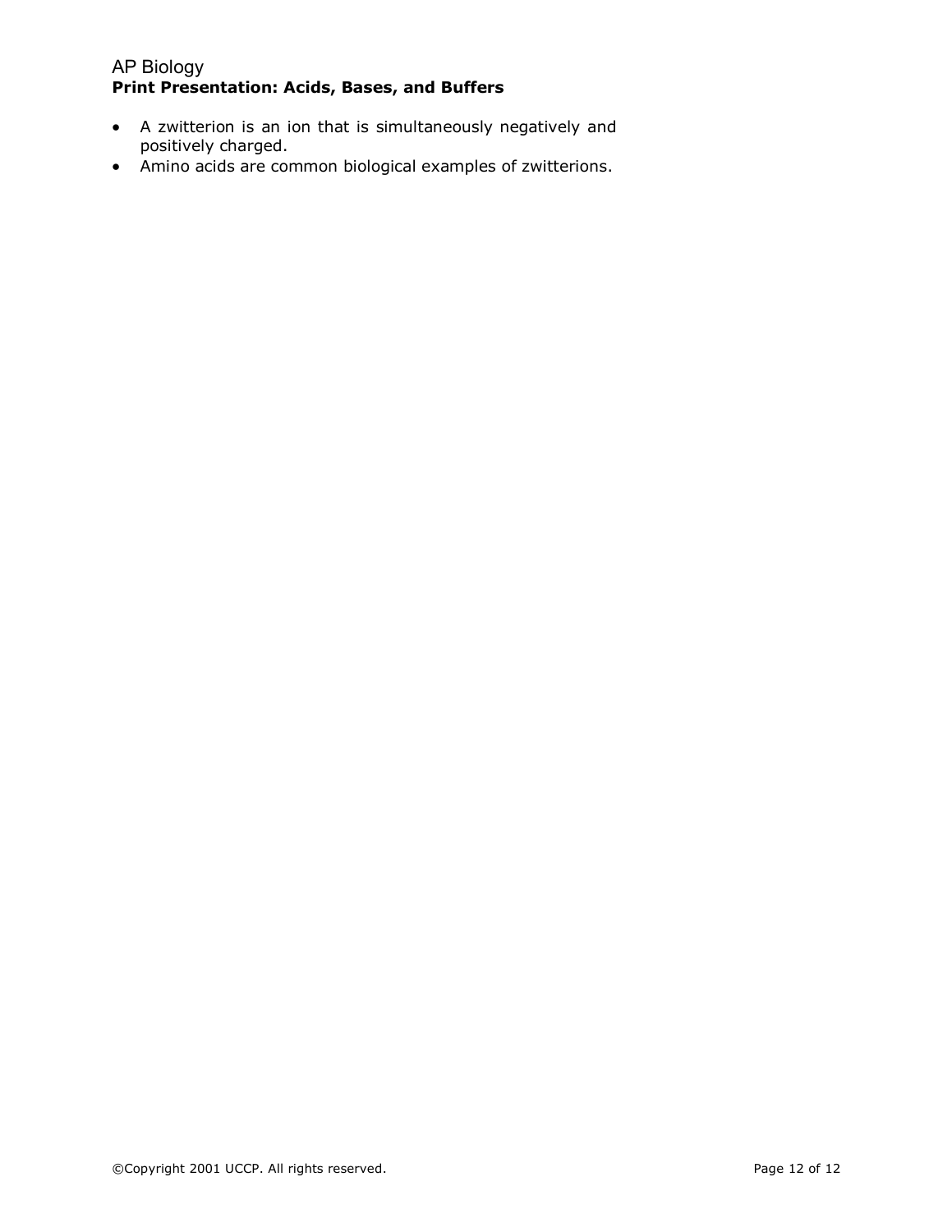- A zwitterion is an ion that is simultaneously negatively and positively charged.
- Amino acids are common biological examples of zwitterions.